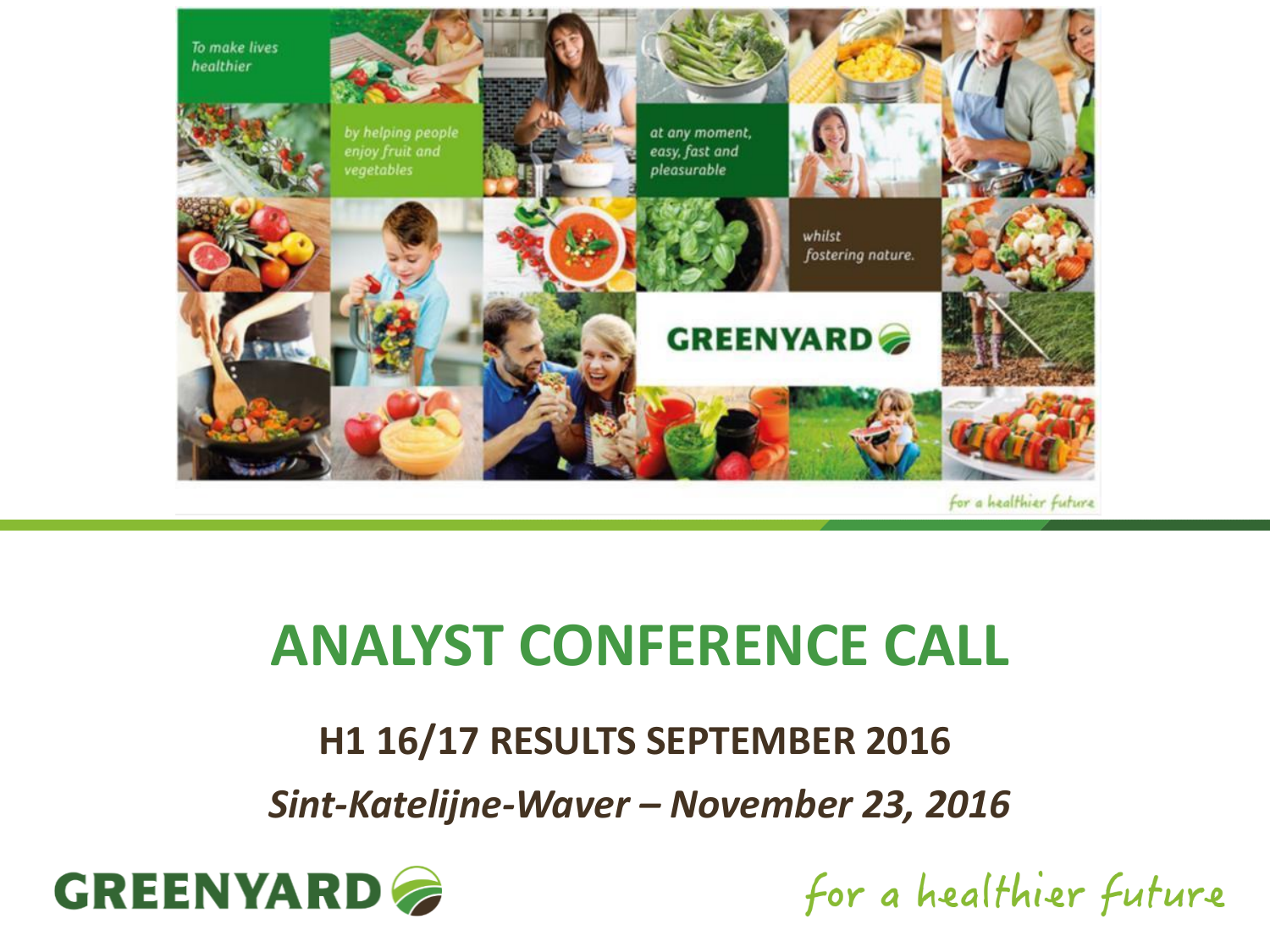# ANALYST CONFERENCE CALL

## H1 16/17 RESULTS SEPTEMBER 2016

*Sint-Katelijne-Waver – November 23, 2016*

GREENYARD

*for a healthier future*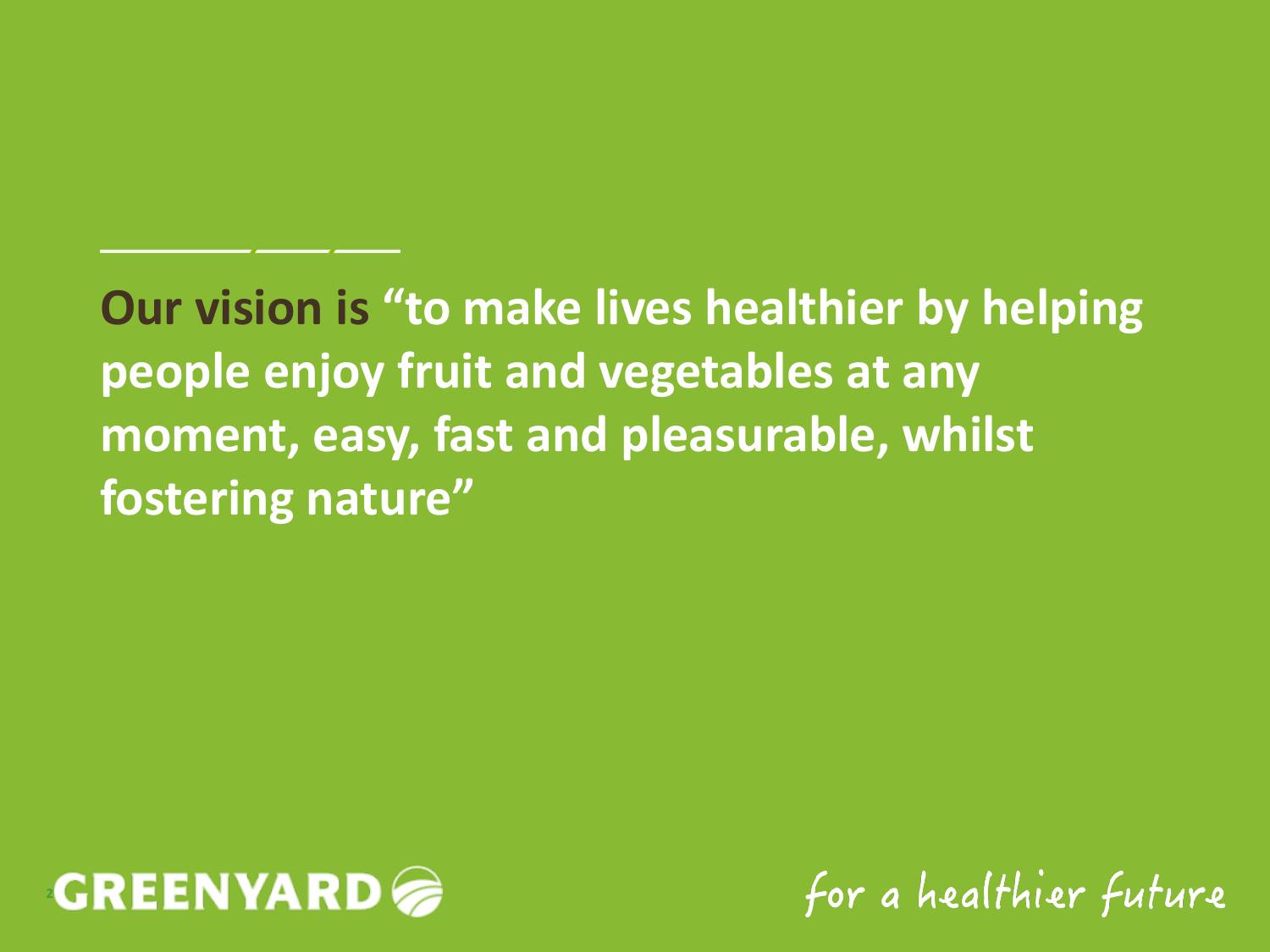**Our vision is "to make lives healthier by helping people enjoy fruit and vegetables at any moment, easy, fast and pleasurable, whilst fostering nature"**

GREENYARD

*for a healthier future*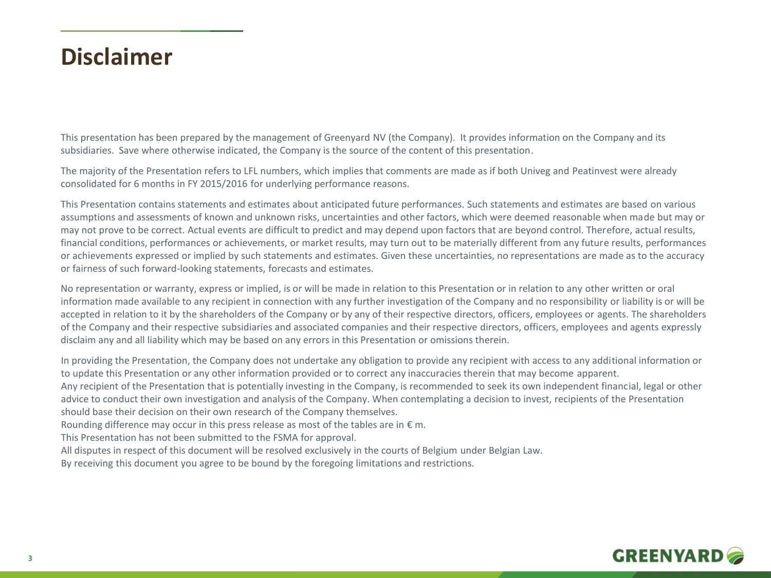# Disclaimer

This presentation has been prepared by the management of Greenyard NV (the Company). It provides information on the Company and its subsidiaries. Save where otherwise indicated, the Company is the source of the content of this presentation.

The majority of the Presentation refers to LFL numbers, which implies that comments are made as if both Univeg and Peatinvest were already consolidated for 6 months in FY 2015/2016 for underlying performance reasons.

This Presentation contains statements and estimates about anticipated future performances. Such statements and estimates are based on various assumptions and assessments of known and unknown risks, uncertainties and other factors, which were deemed reasonable when made but may or may not prove to be correct. Actual events are difficult to predict and may depend upon factors that are beyond control. Therefore, actual results, financial conditions, performances or achievements, or market results, may turn out to be materially different from any future results, performances or achievements expressed or implied by such statements and estimates. Given these uncertainties, no representations are made as to the accuracy or fairness of such forward-looking statements, forecasts and estimates.

No representation or warranty, express or implied, is or will be made in relation to this Presentation or in relation to any other written or oral information made available to any recipient in connection with any further investigation of the Company and no responsibility or liability is or will be accepted in relation to it by the shareholders of the Company or by any of their respective directors, officers, employees or agents. The shareholders of the Company and their respective subsidiaries and associated companies and their respective directors, officers, employees and agents expressly disclaim any and all liability which may be based on any errors in this Presentation or omissions therein.

In providing the Presentation, the Company does not undertake any obligation to provide any recipient with access to any additional information or to update this Presentation or any other information provided or to correct any inaccuracies therein that may become apparent.
Any recipient of the Presentation that is potentially investing in the Company, is recommended to seek its own independent financial, legal or other advice to conduct their own investigation and analysis of the Company. When contemplating a decision to invest, recipients of the Presentation should base their decision on their own research of the Company themselves.
Rounding difference may occur in this press release as most of the tables are in € m.
This Presentation has not been submitted to the FSMA for approval.
All disputes in respect of this document will be resolved exclusively in the courts of Belgium under Belgian Law.
By receiving this document you agree to be bound by the foregoing limitations and restrictions.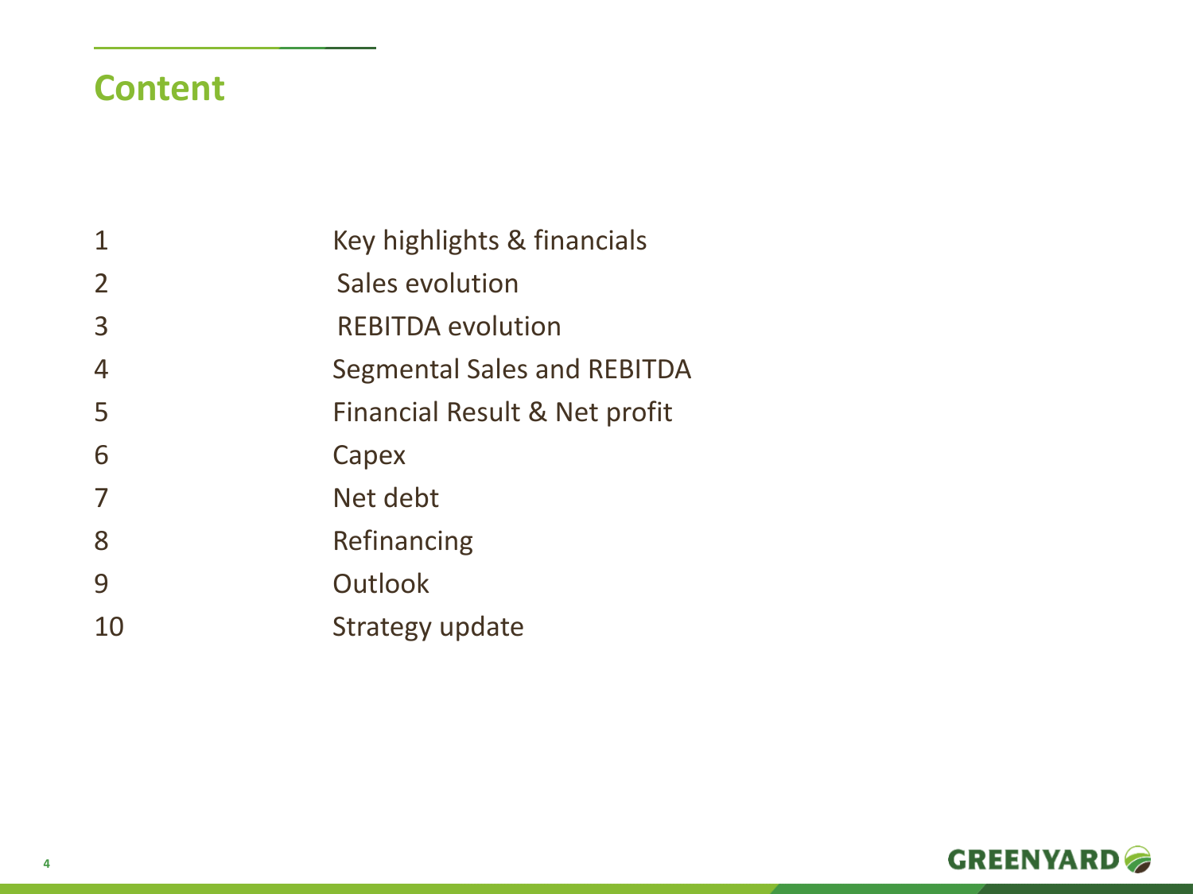## Content

| | |
|---|---|
| 1 | Key highlights & financials |
| 2 | Sales evolution |
| 3 | REBITDA evolution |
| 4 | Segmental Sales and REBITDA |
| 5 | Financial Result & Net profit |
| 6 | Capex |
| 7 | Net debt |
| 8 | Refinancing |
| 9 | Outlook |
| 10 | Strategy update |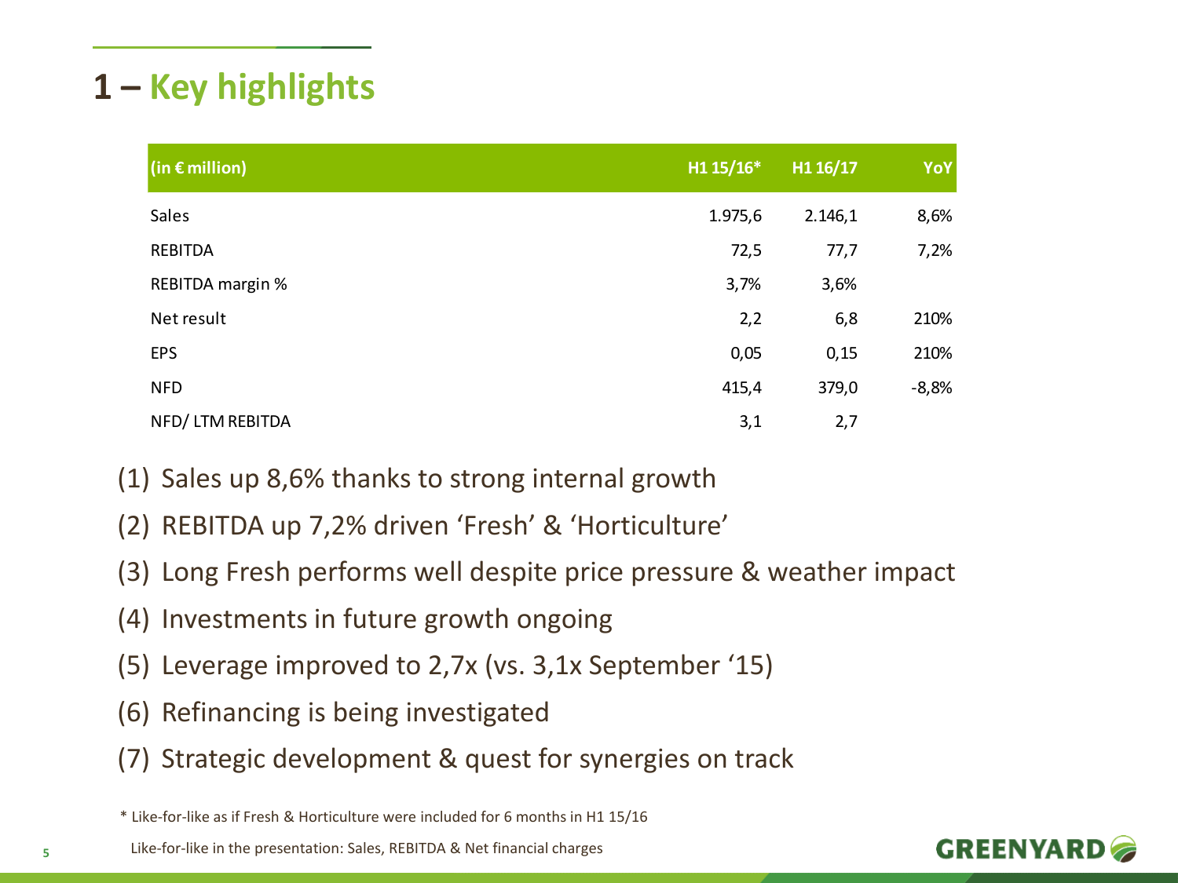# 1 – Key highlights

| (in € million) | H1 15/16* | H1 16/17 | YoY |
|---|---|---|---|
| Sales | 1.975,6 | 2.146,1 | 8,6% |
| REBITDA | 72,5 | 77,7 | 7,2% |
| REBITDA margin % | 3,7% | 3,6% | |
| Net result | 2,2 | 6,8 | 210% |
| EPS | 0,05 | 0,15 | 210% |
| NFD | 415,4 | 379,0 | -8,8% |
| NFD/ LTM REBITDA | 3,1 | 2,7 | |

(1) Sales up 8,6% thanks to strong internal growth

(2) REBITDA up 7,2% driven 'Fresh' & 'Horticulture'

(3) Long Fresh performs well despite price pressure & weather impact

(4) Investments in future growth ongoing

(5) Leverage improved to 2,7x (vs. 3,1x September '15)

(6) Refinancing is being investigated

(7) Strategic development & quest for synergies on track

* Like-for-like as if Fresh & Horticulture were included for 6 months in H1 15/16

Like-for-like in the presentation: Sales, REBITDA & Net financial charges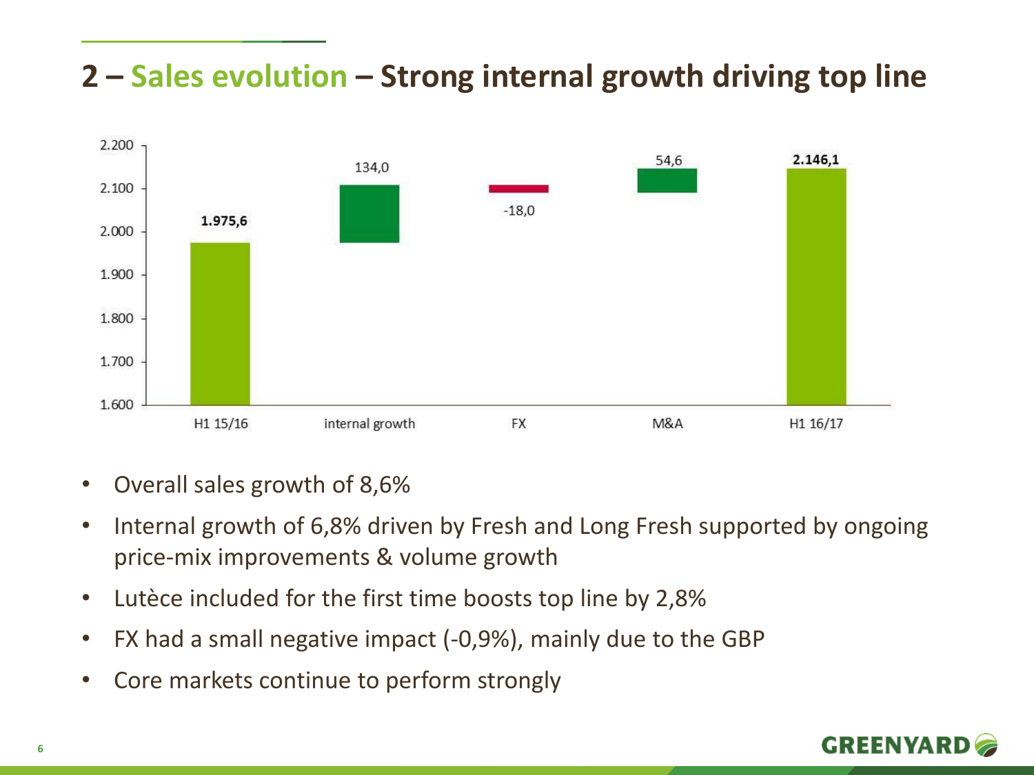## 2 – Sales evolution – Strong internal growth driving top line

| | H1 15/16 | internal growth | FX | M&A | H1 16/17 |
|---|---|---|---|---|---|
| Value | 1.975,6 | 134,0 | -18,0 | 54,6 | 2.146,1 |

- Overall sales growth of 8,6%
- Internal growth of 6,8% driven by Fresh and Long Fresh supported by ongoing price-mix improvements & volume growth
- Lutèce included for the first time boosts top line by 2,8%
- FX had a small negative impact (-0,9%), mainly due to the GBP
- Core markets continue to perform strongly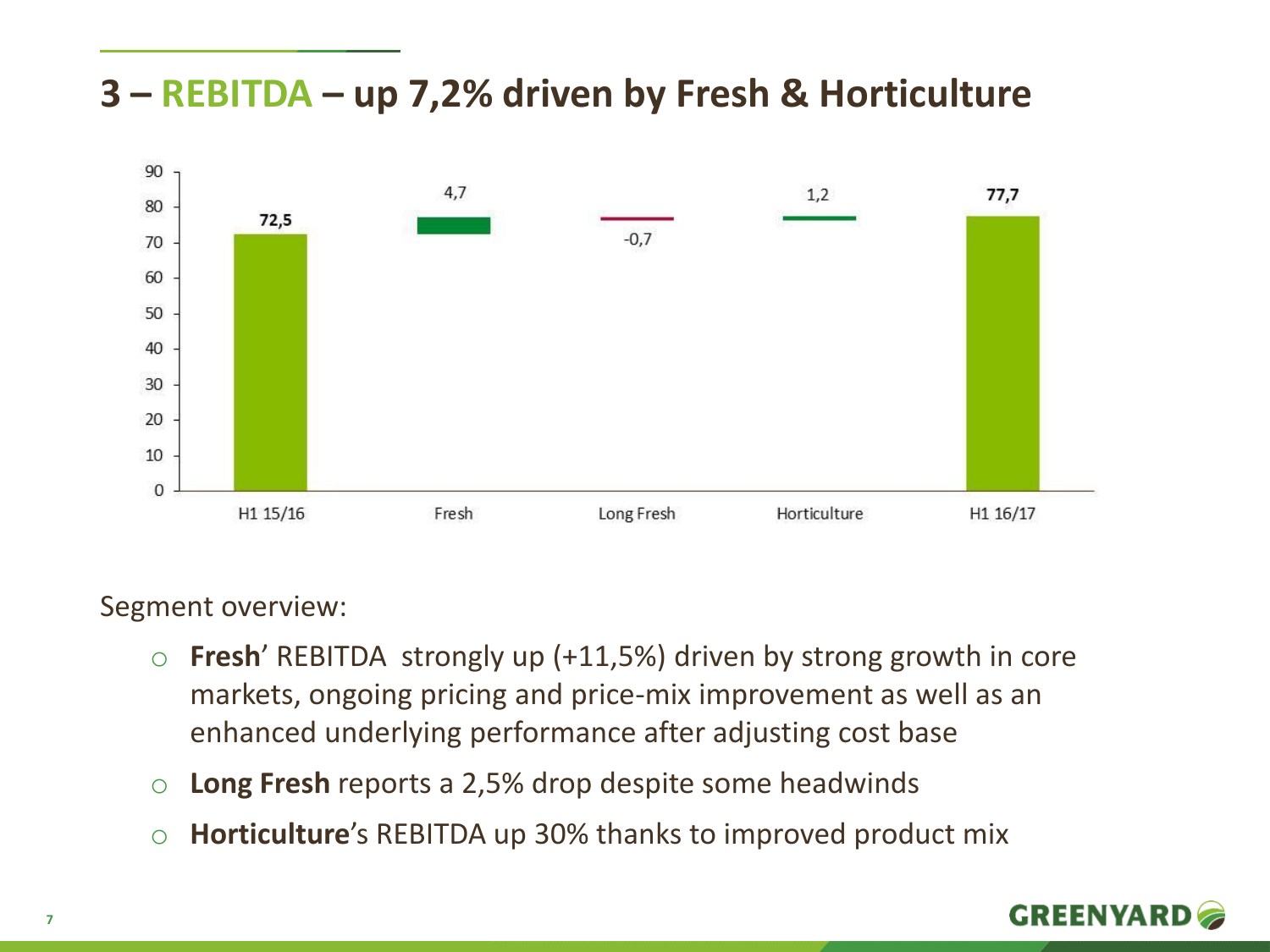# 3 – REBITDA – up 7,2% driven by Fresh & Horticulture

| | H1 15/16 | Fresh | Long Fresh | Horticulture | H1 16/17 |
|---|---|---|---|---|---|
| REBITDA | 72,5 | 4,7 | -0,7 | 1,2 | 77,7 |

Segment overview:

- **Fresh**' REBITDA strongly up (+11,5%) driven by strong growth in core markets, ongoing pricing and price-mix improvement as well as an enhanced underlying performance after adjusting cost base
- **Long Fresh** reports a 2,5% drop despite some headwinds
- **Horticulture**'s REBITDA up 30% thanks to improved product mix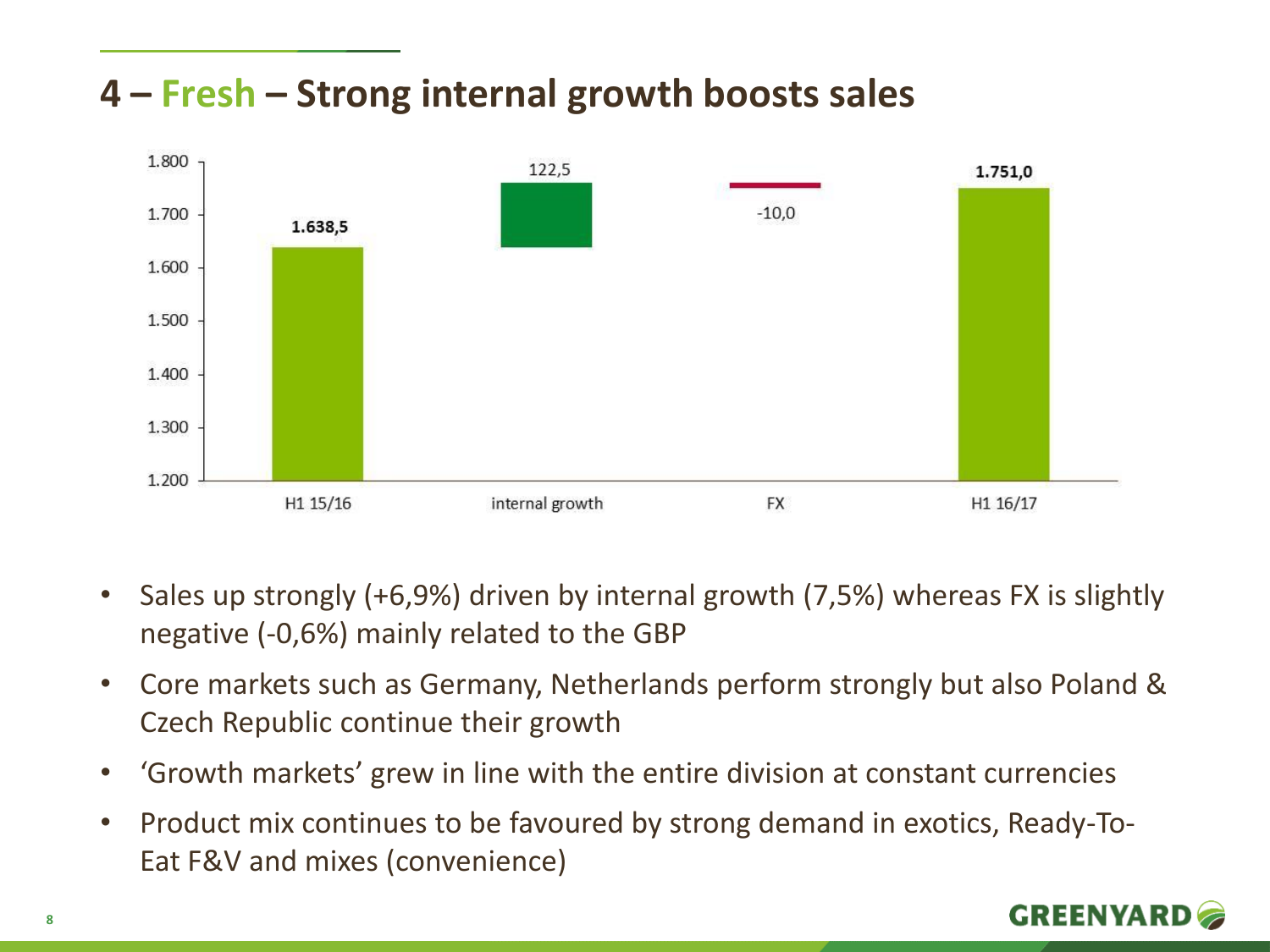# 4 – Fresh – Strong internal growth boosts sales

| | H1 15/16 | internal growth | FX | H1 16/17 |
|---|---|---|---|---|
| Value | 1.638,5 | 122,5 | -10,0 | 1.751,0 |

- Sales up strongly (+6,9%) driven by internal growth (7,5%) whereas FX is slightly negative (-0,6%) mainly related to the GBP
- Core markets such as Germany, Netherlands perform strongly but also Poland & Czech Republic continue their growth
- 'Growth markets' grew in line with the entire division at constant currencies
- Product mix continues to be favoured by strong demand in exotics, Ready-To-Eat F&V and mixes (convenience)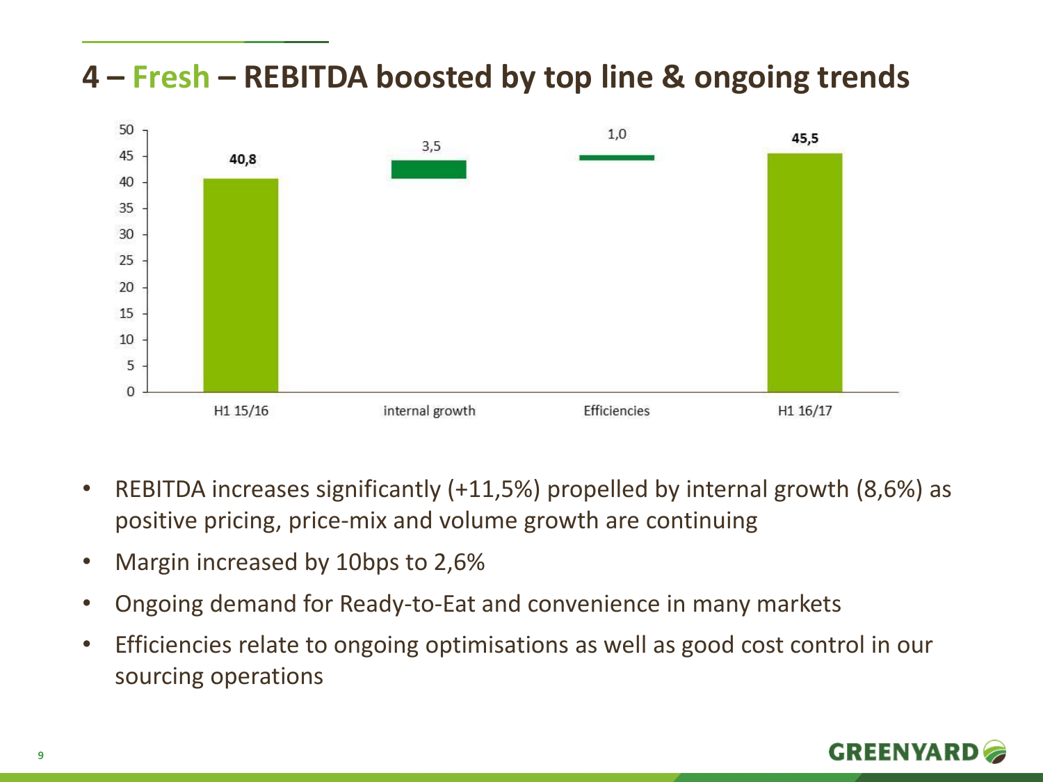# 4 – Fresh – REBITDA boosted by top line & ongoing trends

| | H1 15/16 | internal growth | Efficiencies | H1 16/17 |
|---|---|---|---|---|
| REBITDA | 40,8 | 3,5 | 1,0 | 45,5 |

- REBITDA increases significantly (+11,5%) propelled by internal growth (8,6%) as positive pricing, price-mix and volume growth are continuing
- Margin increased by 10bps to 2,6%
- Ongoing demand for Ready-to-Eat and convenience in many markets
- Efficiencies relate to ongoing optimisations as well as good cost control in our sourcing operations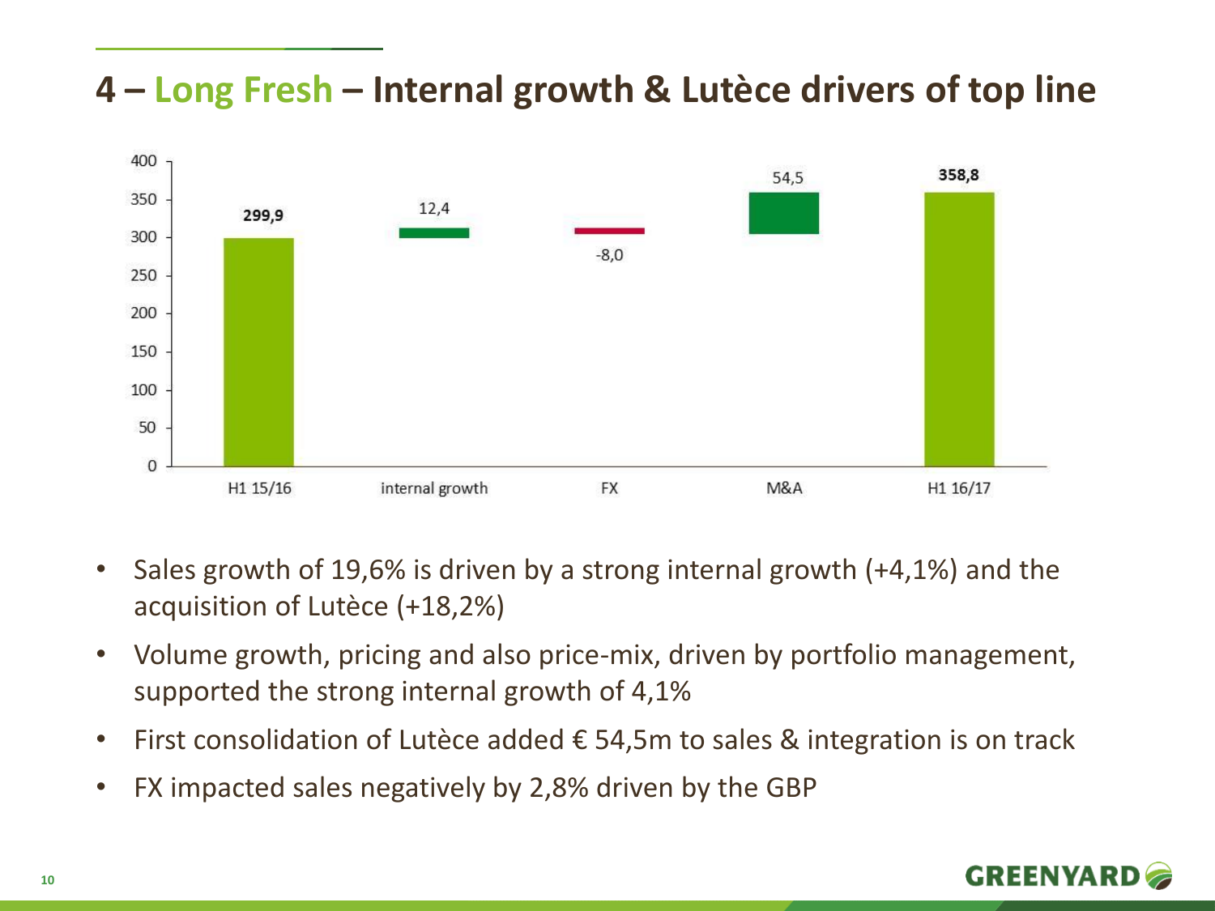# 4 – Long Fresh – Internal growth & Lutèce drivers of top line

| H1 15/16 | internal growth | FX | M&A | H1 16/17 |
| --- | --- | --- | --- | --- |
| 299,9 | 12,4 | -8,0 | 54,5 | 358,8 |

- Sales growth of 19,6% is driven by a strong internal growth (+4,1%) and the acquisition of Lutèce (+18,2%)
- Volume growth, pricing and also price-mix, driven by portfolio management, supported the strong internal growth of 4,1%
- First consolidation of Lutèce added € 54,5m to sales & integration is on track
- FX impacted sales negatively by 2,8% driven by the GBP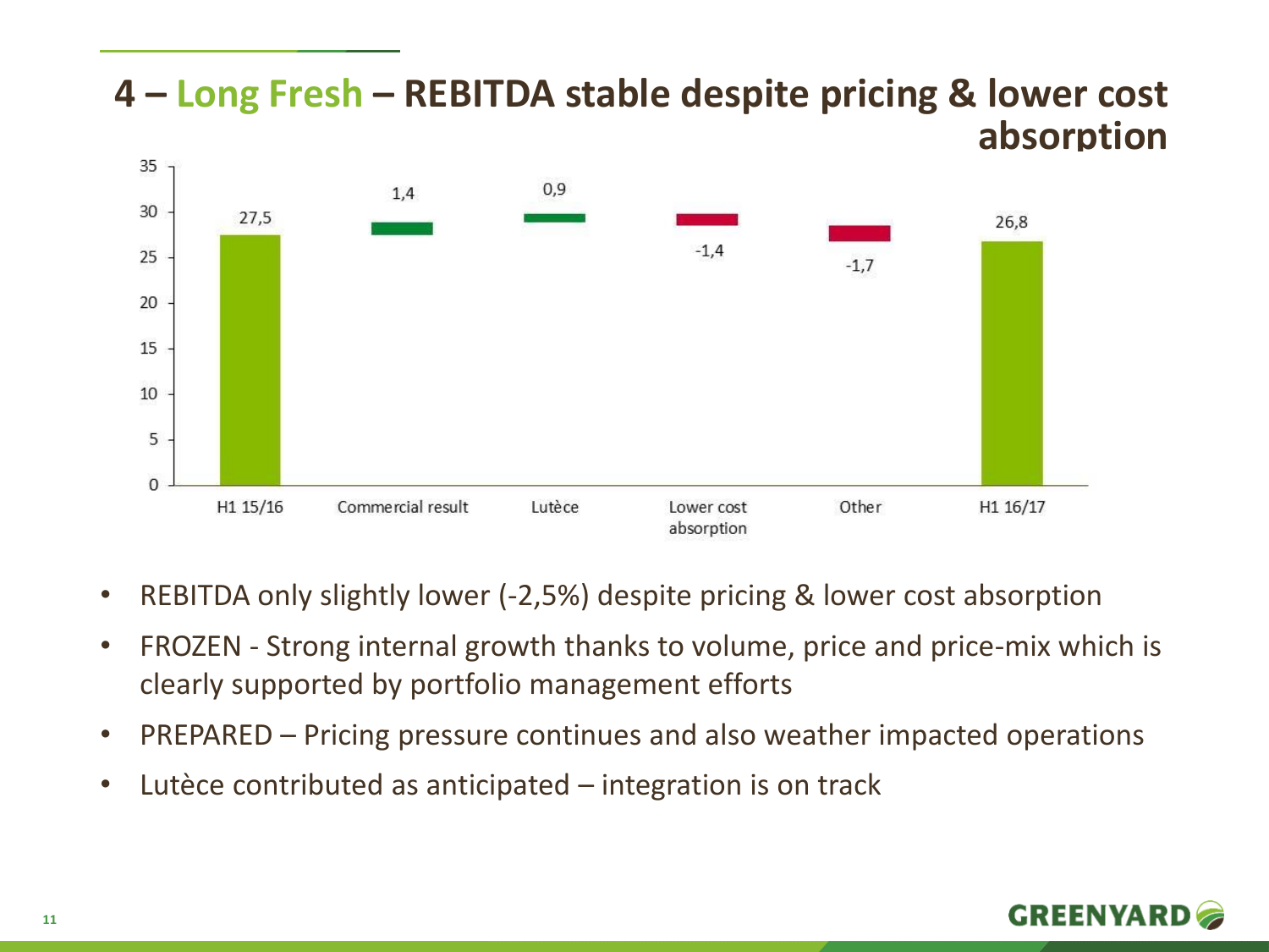# 4 – Long Fresh – REBITDA stable despite pricing & lower cost absorption

| | H1 15/16 | Commercial result | Lutèce | Lower cost absorption | Other | H1 16/17 |
|---|---|---|---|---|---|---|
| REBITDA | 27,5 | 1,4 | 0,9 | -1,4 | -1,7 | 26,8 |

- REBITDA only slightly lower (-2,5%) despite pricing & lower cost absorption
- FROZEN - Strong internal growth thanks to volume, price and price-mix which is clearly supported by portfolio management efforts
- PREPARED – Pricing pressure continues and also weather impacted operations
- Lutèce contributed as anticipated – integration is on track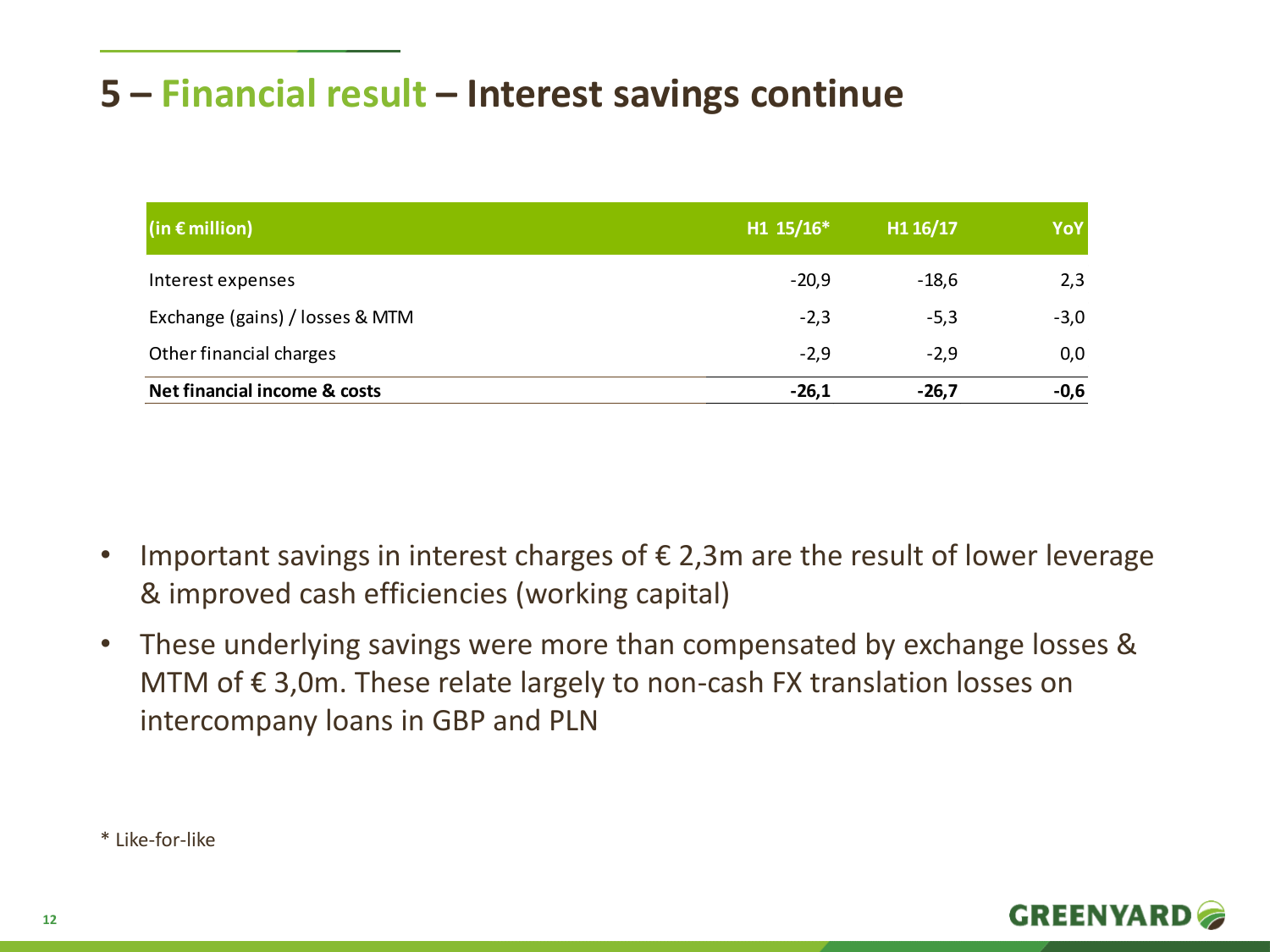# 5 – Financial result – Interest savings continue

| (in € million) | H1 15/16* | H1 16/17 | YoY |
|---|---|---|---|
| Interest expenses | -20,9 | -18,6 | 2,3 |
| Exchange (gains) / losses & MTM | -2,3 | -5,3 | -3,0 |
| Other financial charges | -2,9 | -2,9 | 0,0 |
| **Net financial income & costs** | **-26,1** | **-26,7** | **-0,6** |

- Important savings in interest charges of € 2,3m are the result of lower leverage & improved cash efficiencies (working capital)
- These underlying savings were more than compensated by exchange losses & MTM of € 3,0m. These relate largely to non-cash FX translation losses on intercompany loans in GBP and PLN

* Like-for-like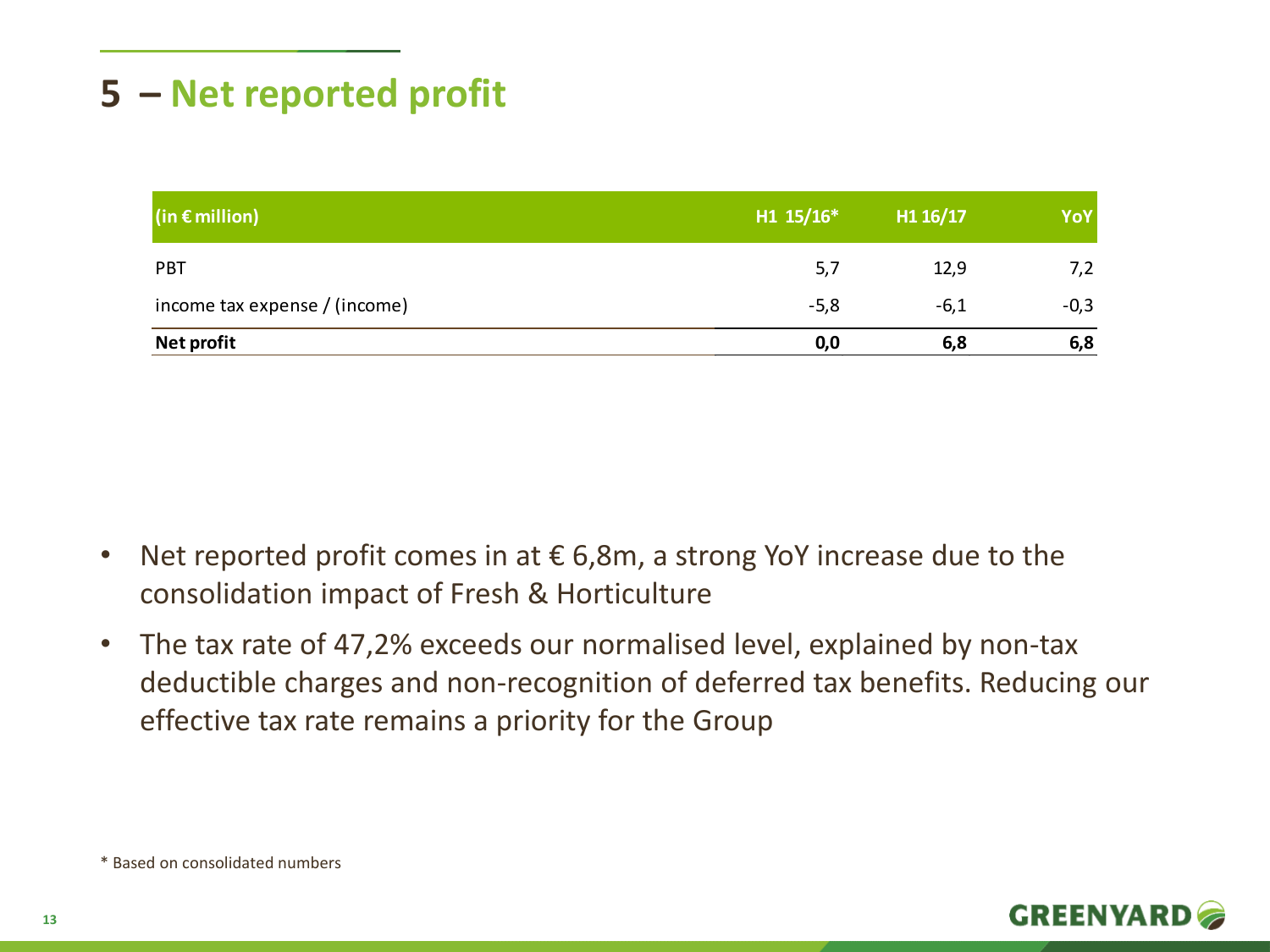# 5 – Net reported profit

| (in € million) | H1 15/16* | H1 16/17 | YoY |
|---|---|---|---|
| PBT | 5,7 | 12,9 | 7,2 |
| income tax expense / (income) | -5,8 | -6,1 | -0,3 |
| **Net profit** | **0,0** | **6,8** | **6,8** |

- Net reported profit comes in at € 6,8m, a strong YoY increase due to the consolidation impact of Fresh & Horticulture
- The tax rate of 47,2% exceeds our normalised level, explained by non-tax deductible charges and non-recognition of deferred tax benefits. Reducing our effective tax rate remains a priority for the Group

* Based on consolidated numbers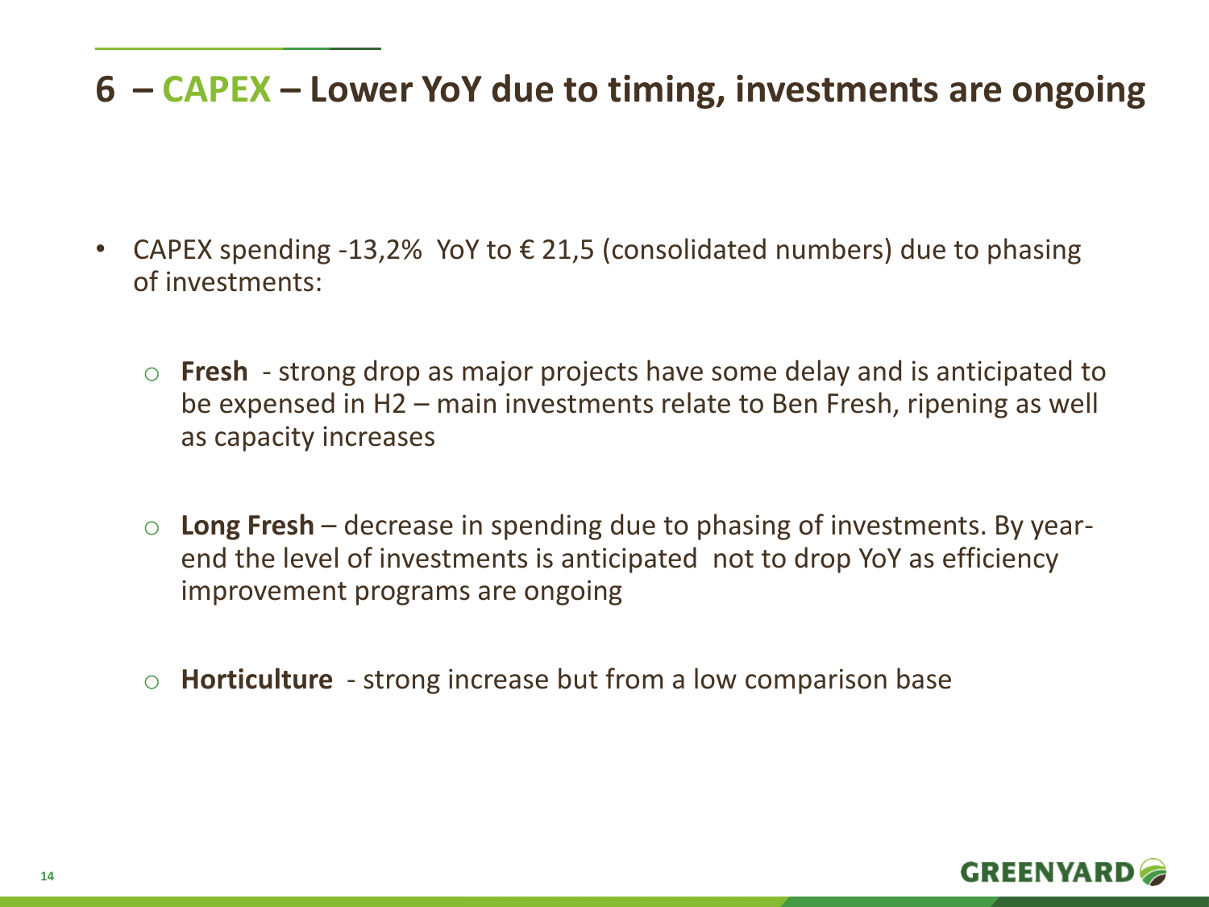# 6 – CAPEX – Lower YoY due to timing, investments are ongoing

- CAPEX spending -13,2% YoY to € 21,5 (consolidated numbers) due to phasing of investments:
  - **Fresh** - strong drop as major projects have some delay and is anticipated to be expensed in H2 – main investments relate to Ben Fresh, ripening as well as capacity increases
  - **Long Fresh** – decrease in spending due to phasing of investments. By year-end the level of investments is anticipated not to drop YoY as efficiency improvement programs are ongoing
  - **Horticulture** - strong increase but from a low comparison base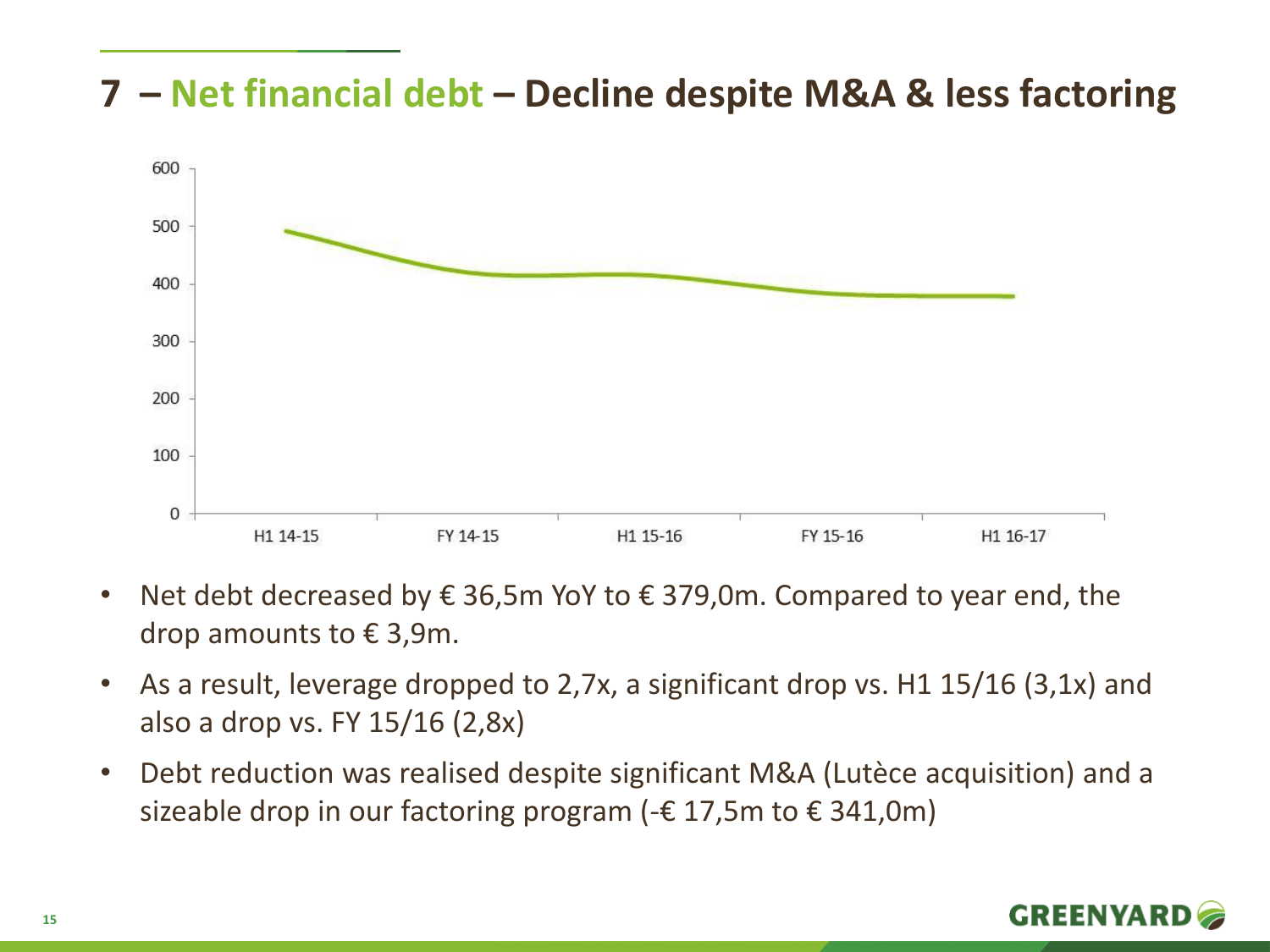# 7 – Net financial debt – Decline despite M&A & less factoring

- Net debt decreased by € 36,5m YoY to € 379,0m. Compared to year end, the drop amounts to € 3,9m.
- As a result, leverage dropped to 2,7x, a significant drop vs. H1 15/16 (3,1x) and also a drop vs. FY 15/16 (2,8x)
- Debt reduction was realised despite significant M&A (Lutèce acquisition) and a sizeable drop in our factoring program (-€ 17,5m to € 341,0m)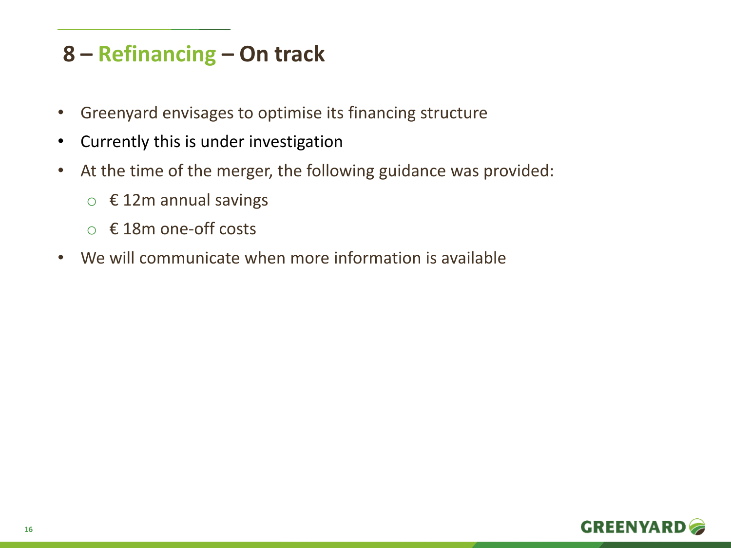# 8 – Refinancing – On track

- Greenyard envisages to optimise its financing structure
- Currently this is under investigation
- At the time of the merger, the following guidance was provided:
  - € 12m annual savings
  - € 18m one-off costs
- We will communicate when more information is available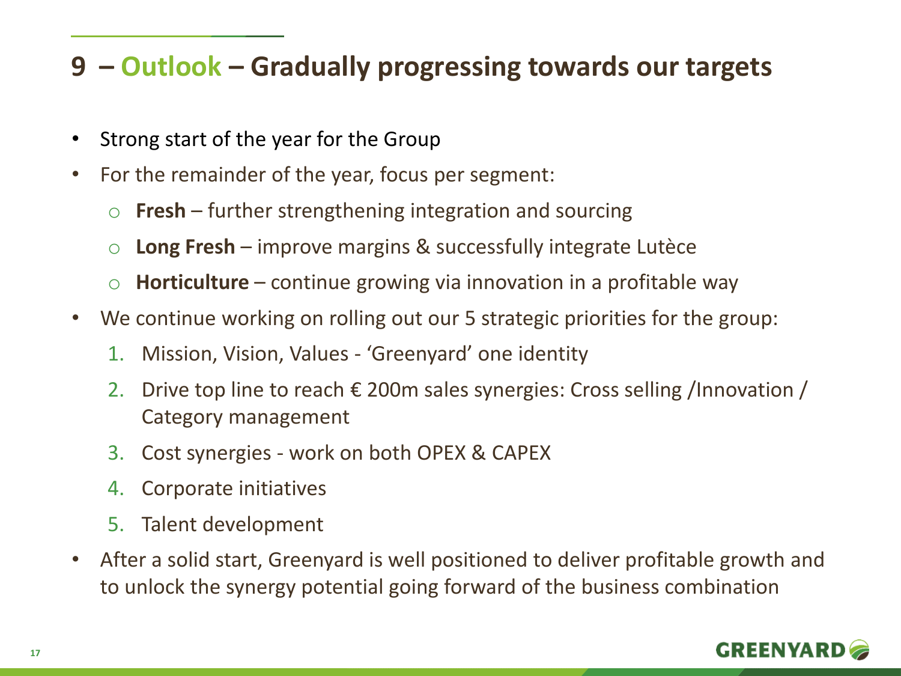# 9 – Outlook – Gradually progressing towards our targets

- Strong start of the year for the Group
- For the remainder of the year, focus per segment:
  - **Fresh** – further strengthening integration and sourcing
  - **Long Fresh** – improve margins & successfully integrate Lutèce
  - **Horticulture** – continue growing via innovation in a profitable way
- We continue working on rolling out our 5 strategic priorities for the group:
  1. Mission, Vision, Values - 'Greenyard' one identity
  2. Drive top line to reach € 200m sales synergies: Cross selling /Innovation / Category management
  3. Cost synergies - work on both OPEX & CAPEX
  4. Corporate initiatives
  5. Talent development
- After a solid start, Greenyard is well positioned to deliver profitable growth and to unlock the synergy potential going forward of the business combination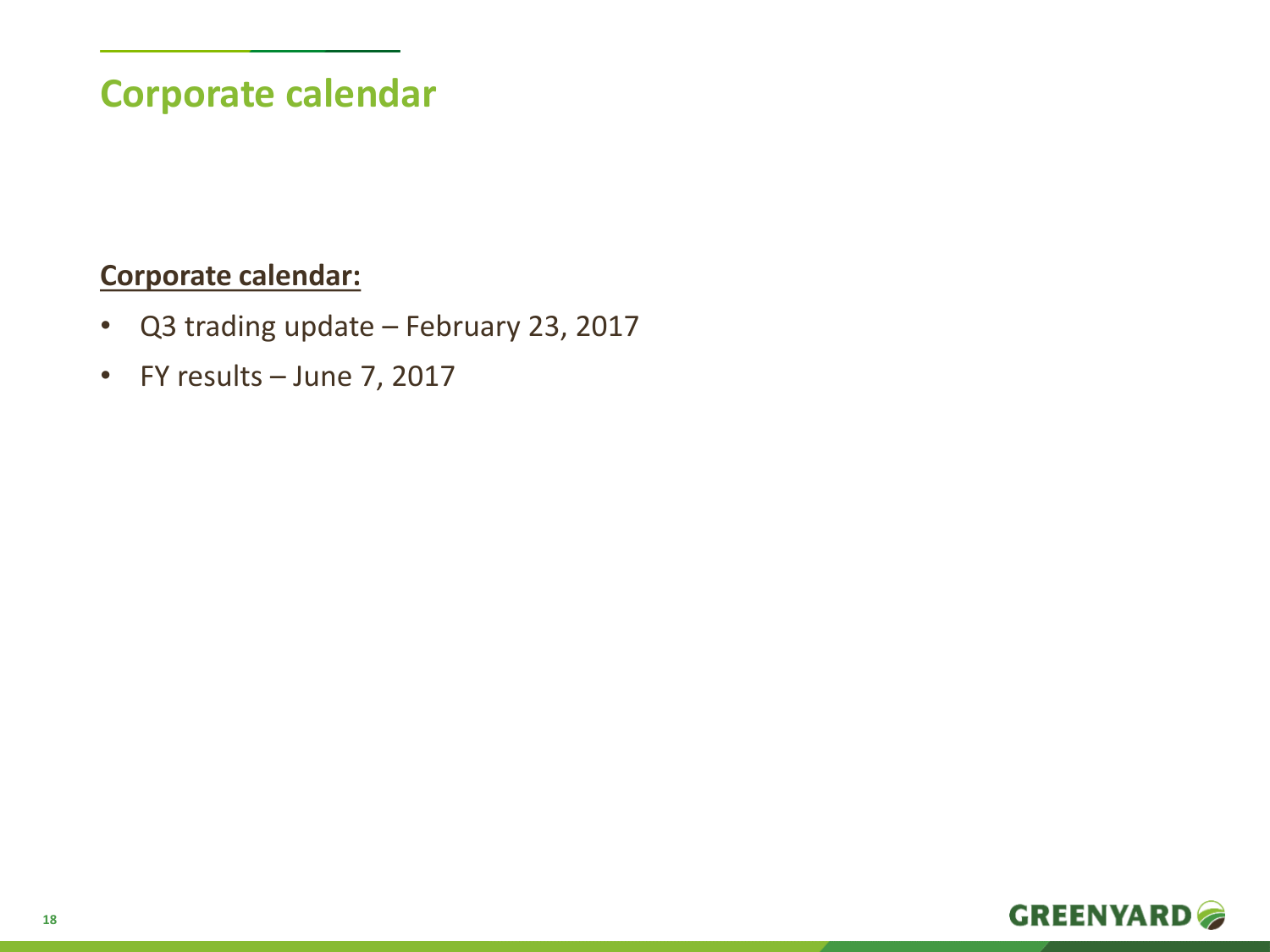# Corporate calendar

**Corporate calendar:**

- Q3 trading update – February 23, 2017
- FY results – June 7, 2017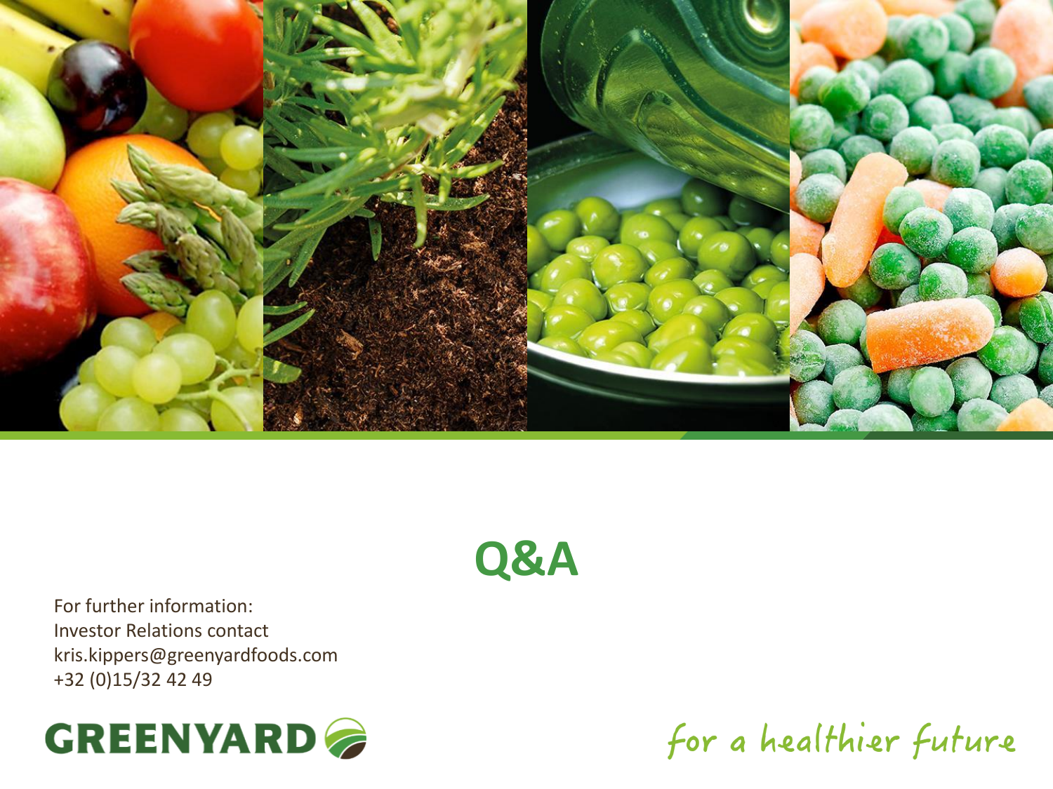# Q&A

For further information:
Investor Relations contact
kris.kippers@greenyardfoods.com
+32 (0)15/32 42 49

GREENYARD

*for a healthier future*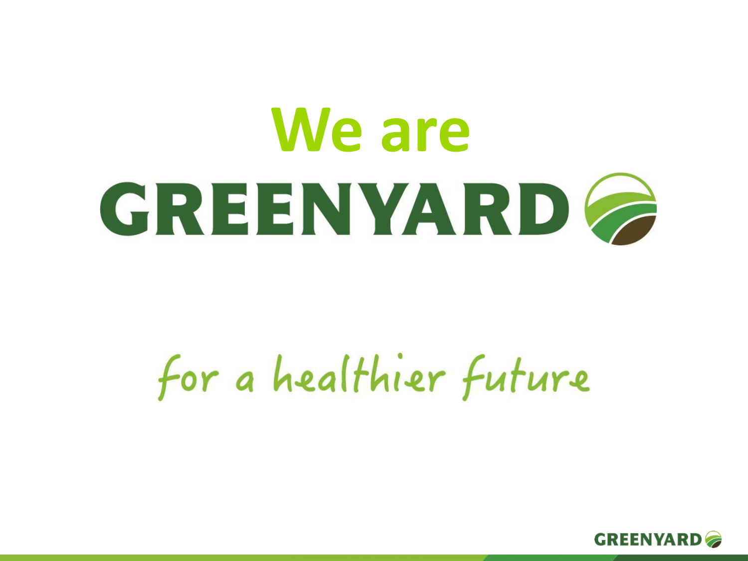# We are

# GREENYARD

for a healthier future